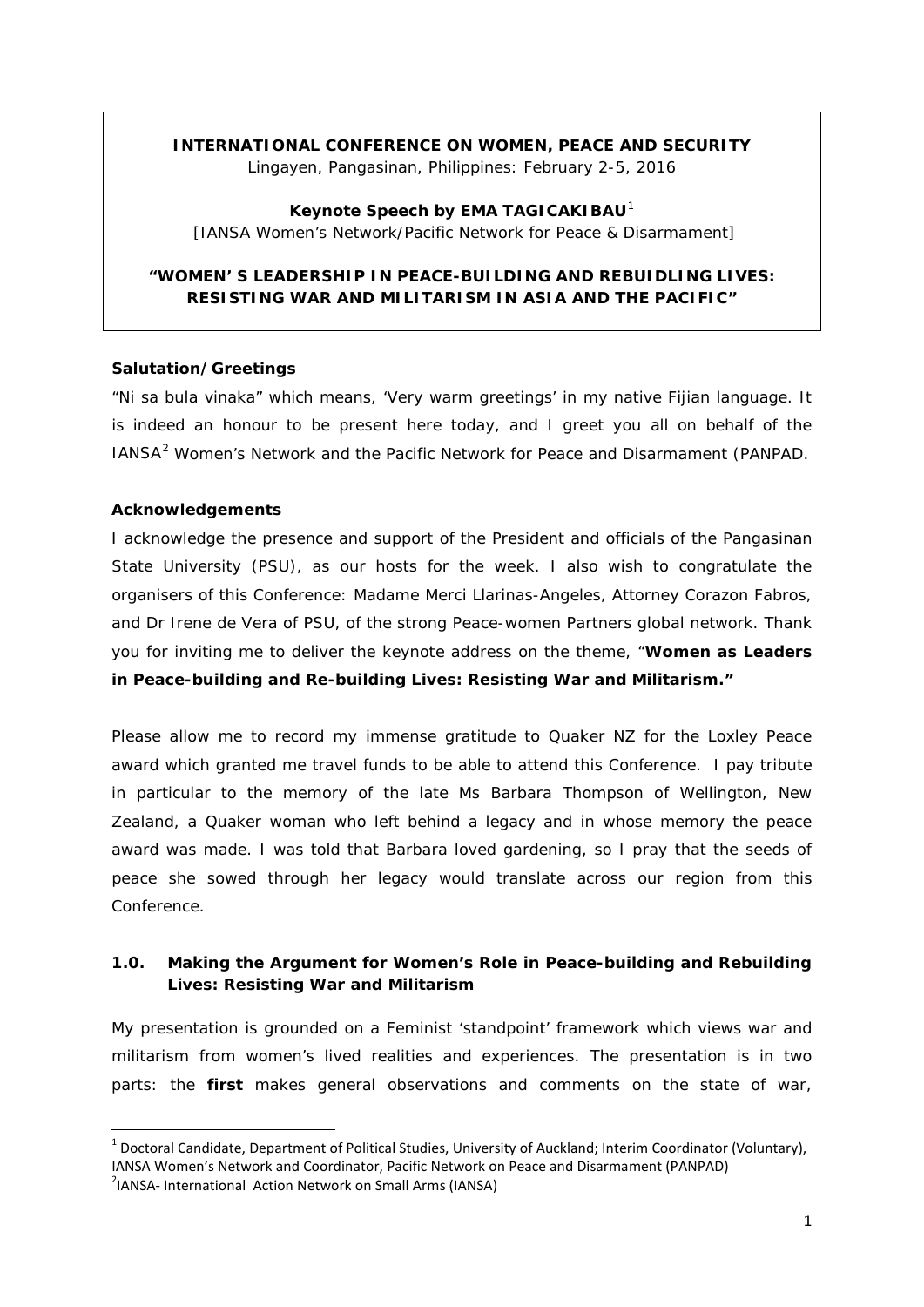**INTERNATIONAL CONFERENCE ON WOMEN, PEACE AND SECURITY**
Lingayen, Pangasinan, Philippines: February 2-5, 2016

**Keynote Speech by EMA TAGICAKIBAU**[1]
[IANSA Women's Network/Pacific Network for Peace & Disarmament]

**"WOMEN' S LEADERSHIP IN PEACE-BUILDING AND REBUIDLING LIVES: RESISTING WAR AND MILITARISM IN ASIA AND THE PACIFIC"**

**Salutation/Greetings**

"Ni sa bula vinaka" which means, 'Very warm greetings' in my native Fijian language. It is indeed an honour to be present here today, and I greet you all on behalf of the IANSA[2] Women's Network and the Pacific Network for Peace and Disarmament (PANPAD.

**Acknowledgements**

I acknowledge the presence and support of the President and officials of the Pangasinan State University (PSU), as our hosts for the week. I also wish to congratulate the organisers of this Conference: Madame Merci Llarinas-Angeles, Attorney Corazon Fabros, and Dr Irene de Vera of PSU, of the strong Peace-women Partners global network. Thank you for inviting me to deliver the keynote address on the theme, "**Women as Leaders in Peace-building and Re-building Lives: Resisting War and Militarism.**"

Please allow me to record my immense gratitude to Quaker NZ for the Loxley Peace award which granted me travel funds to be able to attend this Conference. I pay tribute in particular to the memory of the late Ms Barbara Thompson of Wellington, New Zealand, a Quaker woman who left behind a legacy and in whose memory the peace award was made. I was told that Barbara loved gardening, so I pray that the seeds of peace she sowed through her legacy would translate across our region from this Conference.

## 1.0. Making the Argument for Women's Role in Peace-building and Rebuilding Lives: Resisting War and Militarism

My presentation is grounded on a Feminist 'standpoint' framework which views war and militarism from women's lived realities and experiences. The presentation is in two parts: the **first** makes general observations and comments on the state of war,

---

[1] Doctoral Candidate, Department of Political Studies, University of Auckland; Interim Coordinator (Voluntary), IANSA Women's Network and Coordinator, Pacific Network on Peace and Disarmament (PANPAD)

[2] IANSA- International Action Network on Small Arms (IANSA)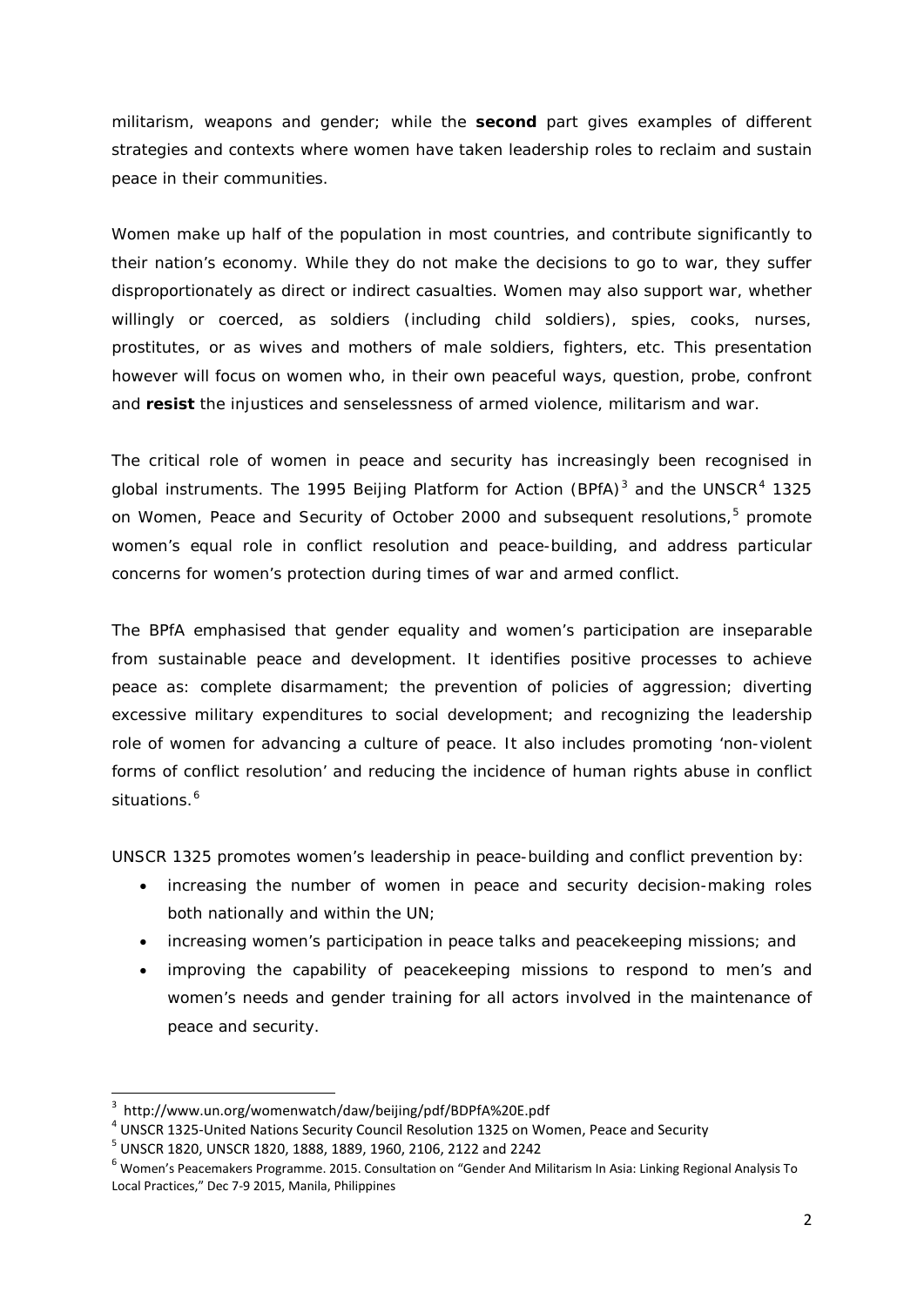militarism, weapons and gender; while the **second** part gives examples of different strategies and contexts where women have taken leadership roles to reclaim and sustain peace in their communities.

Women make up half of the population in most countries, and contribute significantly to their nation's economy. While they do not make the decisions to go to war, they suffer disproportionately as direct or indirect casualties. Women may also support war, whether willingly or coerced, as soldiers (including child soldiers), spies, cooks, nurses, prostitutes, or as wives and mothers of male soldiers, fighters, etc. This presentation however will focus on women who, in their own peaceful ways, question, probe, confront and **resist** the injustices and senselessness of armed violence, militarism and war.

The critical role of women in peace and security has increasingly been recognised in global instruments. The 1995 Beijing Platform for Action (BPfA)[3] and the UNSCR[4] 1325 on Women, Peace and Security of October 2000 and subsequent resolutions,[5] promote women's equal role in conflict resolution and peace-building, and address particular concerns for women's protection during times of war and armed conflict.

The BPfA emphasised that gender equality and women's participation are inseparable from sustainable peace and development. It identifies positive processes to achieve peace as: complete disarmament; the prevention of policies of aggression; diverting excessive military expenditures to social development; and recognizing the leadership role of women for advancing a culture of peace. It also includes promoting 'non-violent forms of conflict resolution' and reducing the incidence of human rights abuse in conflict situations.[6]

UNSCR 1325 promotes women's leadership in peace-building and conflict prevention by:

- increasing the number of women in peace and security decision-making roles both nationally and within the UN;
- increasing women's participation in peace talks and peacekeeping missions; and
- improving the capability of peacekeeping missions to respond to men's and women's needs and gender training for all actors involved in the maintenance of peace and security.

---

[3] http://www.un.org/womenwatch/daw/beijing/pdf/BDPfA%20E.pdf

[4] UNSCR 1325-United Nations Security Council Resolution 1325 on Women, Peace and Security

[5] UNSCR 1820, UNSCR 1820, 1888, 1889, 1960, 2106, 2122 and 2242

[6] Women's Peacemakers Programme. 2015. Consultation on "Gender And Militarism In Asia: Linking Regional Analysis To Local Practices," Dec 7-9 2015, Manila, Philippines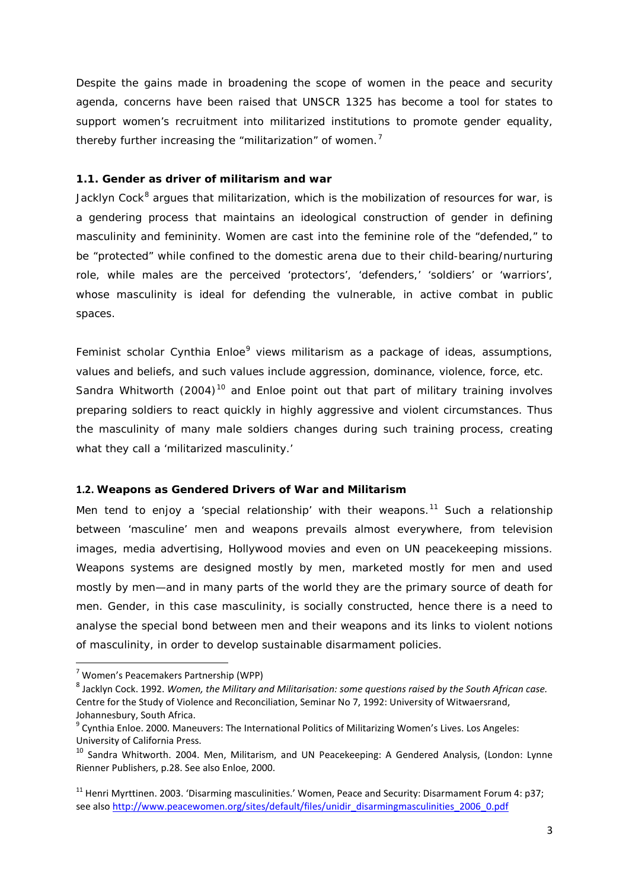Despite the gains made in broadening the scope of women in the peace and security agenda, concerns have been raised that UNSCR 1325 has become a tool for states to support women's recruitment into militarized institutions to promote gender equality, thereby further increasing the "militarization" of women.[7]

### 1.1. Gender as driver of militarism and war

Jacklyn Cock[8] argues that militarization, which is the mobilization of resources for war, is a gendering process that maintains an ideological construction of gender in defining masculinity and femininity. Women are cast into the feminine role of the "defended," to be "protected" while confined to the domestic arena due to their child-bearing/nurturing role, while males are the perceived 'protectors', 'defenders,' 'soldiers' or 'warriors', whose masculinity is ideal for defending the vulnerable, in active combat in public spaces.

Feminist scholar Cynthia Enloe[9] views militarism as a package of ideas, assumptions, values and beliefs, and such values include aggression, dominance, violence, force, etc. Sandra Whitworth (2004)[10] and Enloe point out that part of military training involves preparing soldiers to react quickly in highly aggressive and violent circumstances. Thus the masculinity of many male soldiers changes during such training process, creating what they call a 'militarized masculinity.'

### 1.2. Weapons as Gendered Drivers of War and Militarism

Men tend to enjoy a 'special relationship' with their weapons.[11] Such a relationship between 'masculine' men and weapons prevails almost everywhere, from television images, media advertising, Hollywood movies and even on UN peacekeeping missions. Weapons systems are designed mostly by men, marketed mostly for men and used mostly by men—and in many parts of the world they are the primary source of death for men. Gender, in this case masculinity, is socially constructed, hence there is a need to analyse the special bond between men and their weapons and its links to violent notions of masculinity, in order to develop sustainable disarmament policies.

---

[7] Women's Peacemakers Partnership (WPP)

[8] Jacklyn Cock. 1992. *Women, the Military and Militarisation: some questions raised by the South African case.* Centre for the Study of Violence and Reconciliation, Seminar No 7, 1992: University of Witwaersrand, Johannesbury, South Africa.

[9] Cynthia Enloe. 2000. Maneuvers: The International Politics of Militarizing Women's Lives. Los Angeles: University of California Press.

[10] Sandra Whitworth. 2004. Men, Militarism, and UN Peacekeeping: A Gendered Analysis, (London: Lynne Rienner Publishers, p.28. See also Enloe, 2000.

[11] Henri Myrttinen. 2003. 'Disarming masculinities.' Women, Peace and Security: Disarmament Forum 4: p37; see also http://www.peacewomen.org/sites/default/files/unidir_disarmingmasculinities_2006_0.pdf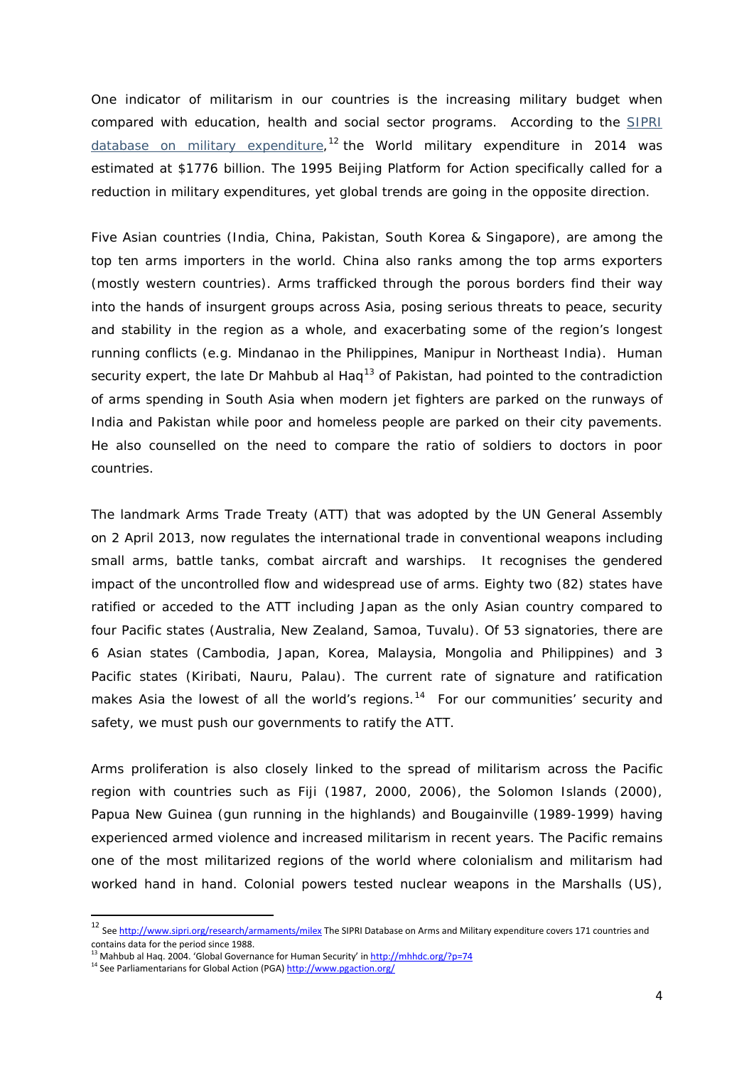One indicator of militarism in our countries is the increasing military budget when compared with education, health and social sector programs. According to the [SIPRI database on military expenditure](http://www.sipri.org/research/armaments/milex),[12] the World military expenditure in 2014 was estimated at $1776 billion. The 1995 Beijing Platform for Action specifically called for a reduction in military expenditures, yet global trends are going in the opposite direction.

Five Asian countries (India, China, Pakistan, South Korea & Singapore), are among the top ten arms importers in the world. China also ranks among the top arms exporters (mostly western countries). Arms trafficked through the porous borders find their way into the hands of insurgent groups across Asia, posing serious threats to peace, security and stability in the region as a whole, and exacerbating some of the region's longest running conflicts (e.g. Mindanao in the Philippines, Manipur in Northeast India). Human security expert, the late Dr Mahbub al Haq[13] of Pakistan, had pointed to the contradiction of arms spending in South Asia when modern jet fighters are parked on the runways of India and Pakistan while poor and homeless people are parked on their city pavements. He also counselled on the need to compare the ratio of soldiers to doctors in poor countries.

The landmark Arms Trade Treaty (ATT) that was adopted by the UN General Assembly on 2 April 2013, now regulates the international trade in conventional weapons including small arms, battle tanks, combat aircraft and warships. It recognises the gendered impact of the uncontrolled flow and widespread use of arms. Eighty two (82) states have ratified or acceded to the ATT including Japan as the only Asian country compared to four Pacific states (Australia, New Zealand, Samoa, Tuvalu). Of 53 signatories, there are 6 Asian states (Cambodia, Japan, Korea, Malaysia, Mongolia and Philippines) and 3 Pacific states (Kiribati, Nauru, Palau). The current rate of signature and ratification makes Asia the lowest of all the world's regions.[14] For our communities' security and safety, we must push our governments to ratify the ATT.

Arms proliferation is also closely linked to the spread of militarism across the Pacific region with countries such as Fiji (1987, 2000, 2006), the Solomon Islands (2000), Papua New Guinea (gun running in the highlands) and Bougainville (1989-1999) having experienced armed violence and increased militarism in recent years. The Pacific remains one of the most militarized regions of the world where colonialism and militarism had worked hand in hand. Colonial powers tested nuclear weapons in the Marshalls (US),

---

[12] See http://www.sipri.org/research/armaments/milex The SIPRI Database on Arms and Military expenditure covers 171 countries and contains data for the period since 1988.

[13] Mahbub al Haq. 2004. 'Global Governance for Human Security' in http://mhhdc.org/?p=74

[14] See Parliamentarians for Global Action (PGA) http://www.pgaction.org/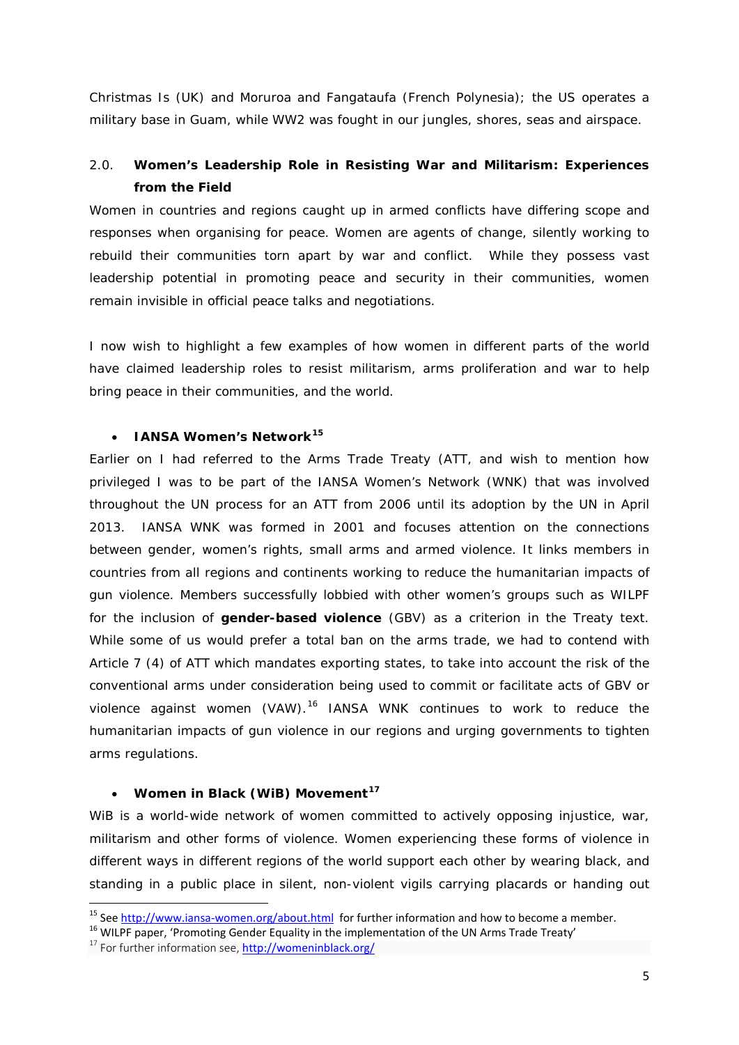Christmas Is (UK) and Moruroa and Fangataufa (French Polynesia); the US operates a military base in Guam, while WW2 was fought in our jungles, shores, seas and airspace.

## 2.0. Women's Leadership Role in Resisting War and Militarism: Experiences from the Field

Women in countries and regions caught up in armed conflicts have differing scope and responses when organising for peace. Women are agents of change, silently working to rebuild their communities torn apart by war and conflict. While they possess vast leadership potential in promoting peace and security in their communities, women remain invisible in official peace talks and negotiations.

I now wish to highlight a few examples of how women in different parts of the world have claimed leadership roles to resist militarism, arms proliferation and war to help bring peace in their communities, and the world.

- **IANSA Women's Network**[15]

Earlier on I had referred to the Arms Trade Treaty (ATT, and wish to mention how privileged I was to be part of the IANSA Women's Network (WNK) that was involved throughout the UN process for an ATT from 2006 until its adoption by the UN in April 2013. IANSA WNK was formed in 2001 and focuses attention on the connections between gender, women's rights, small arms and armed violence. It links members in countries from all regions and continents working to reduce the humanitarian impacts of gun violence. Members successfully lobbied with other women's groups such as WILPF for the inclusion of **gender-based violence** (GBV) as a criterion in the Treaty text. While some of us would prefer a total ban on the arms trade, we had to contend with Article 7 (4) of ATT which mandates exporting states, to take into account the risk of the conventional arms under consideration being used to commit or facilitate acts of GBV or violence against women (VAW).[16] IANSA WNK continues to work to reduce the humanitarian impacts of gun violence in our regions and urging governments to tighten arms regulations.

- **Women in Black (WiB) Movement**[17]

WiB is a world-wide network of women committed to actively opposing injustice, war, militarism and other forms of violence. Women experiencing these forms of violence in different ways in different regions of the world support each other by wearing black, and standing in a public place in silent, non-violent vigils carrying placards or handing out

---

[15] See http://www.iansa-women.org/about.html for further information and how to become a member.

[16] WILPF paper, 'Promoting Gender Equality in the implementation of the UN Arms Trade Treaty'

[17] For further information see, http://womeninblack.org/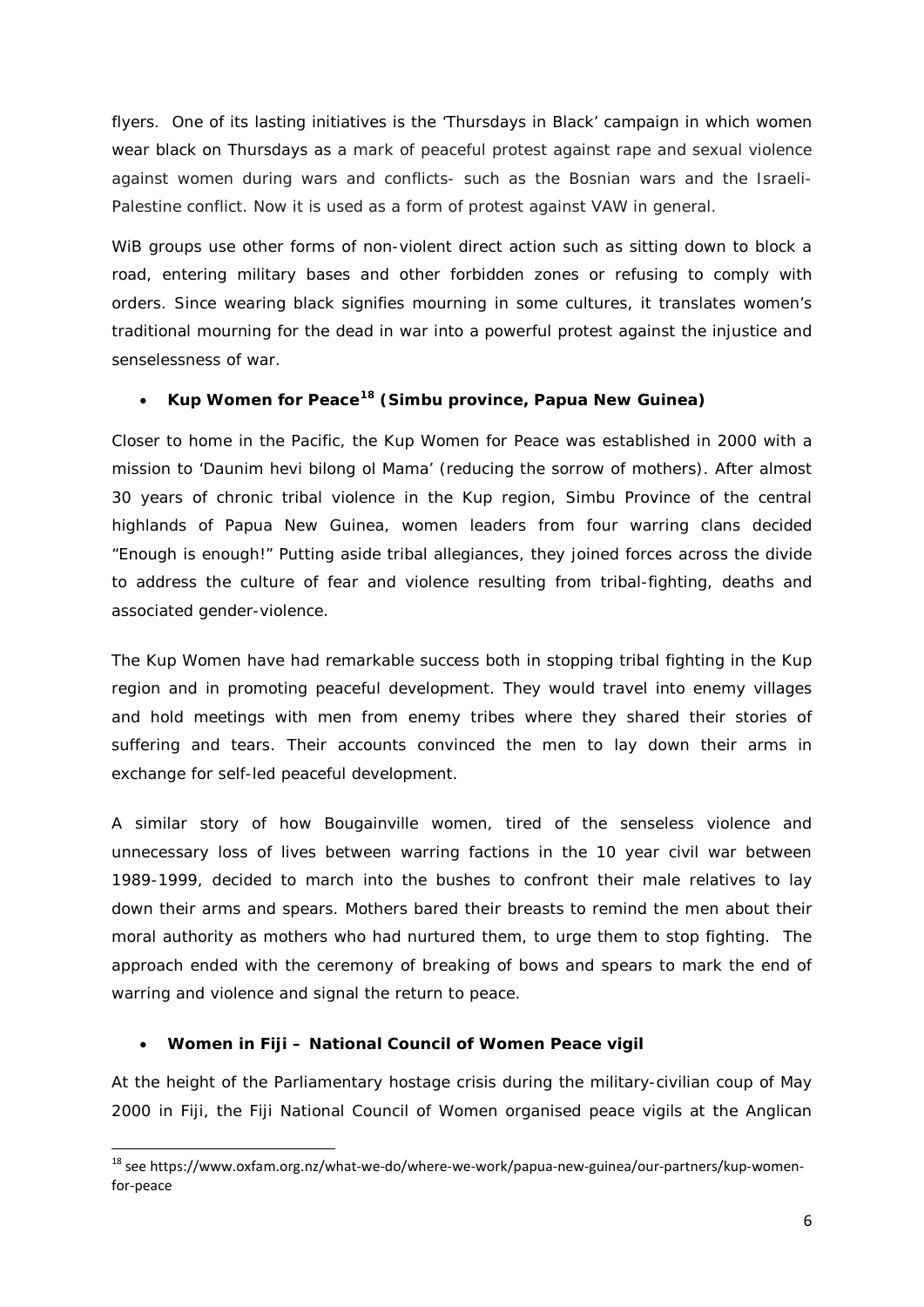flyers. One of its lasting initiatives is the 'Thursdays in Black' campaign in which women wear black on Thursdays as a mark of peaceful protest against rape and sexual violence against women during wars and conflicts- such as the Bosnian wars and the Israeli-Palestine conflict. Now it is used as a form of protest against VAW in general.

WiB groups use other forms of non-violent direct action such as sitting down to block a road, entering military bases and other forbidden zones or refusing to comply with orders. Since wearing black signifies mourning in some cultures, it translates women's traditional mourning for the dead in war into a powerful protest against the injustice and senselessness of war.

- **Kup Women for Peace[18] (Simbu province, Papua New Guinea)**

Closer to home in the Pacific, the Kup Women for Peace was established in 2000 with a mission to 'Daunim hevi bilong ol Mama' (reducing the sorrow of mothers). After almost 30 years of chronic tribal violence in the Kup region, Simbu Province of the central highlands of Papua New Guinea, women leaders from four warring clans decided "Enough is enough!" Putting aside tribal allegiances, they joined forces across the divide to address the culture of fear and violence resulting from tribal-fighting, deaths and associated gender-violence.

The Kup Women have had remarkable success both in stopping tribal fighting in the Kup region and in promoting peaceful development. They would travel into enemy villages and hold meetings with men from enemy tribes where they shared their stories of suffering and tears. Their accounts convinced the men to lay down their arms in exchange for self-led peaceful development.

A similar story of how Bougainville women, tired of the senseless violence and unnecessary loss of lives between warring factions in the 10 year civil war between 1989-1999, decided to march into the bushes to confront their male relatives to lay down their arms and spears. Mothers bared their breasts to remind the men about their moral authority as mothers who had nurtured them, to urge them to stop fighting. The approach ended with the ceremony of breaking of bows and spears to mark the end of warring and violence and signal the return to peace.

- **Women in Fiji – National Council of Women Peace vigil**

At the height of the Parliamentary hostage crisis during the military-civilian coup of May 2000 in Fiji, the Fiji National Council of Women organised peace vigils at the Anglican

[18] see https://www.oxfam.org.nz/what-we-do/where-we-work/papua-new-guinea/our-partners/kup-women-for-peace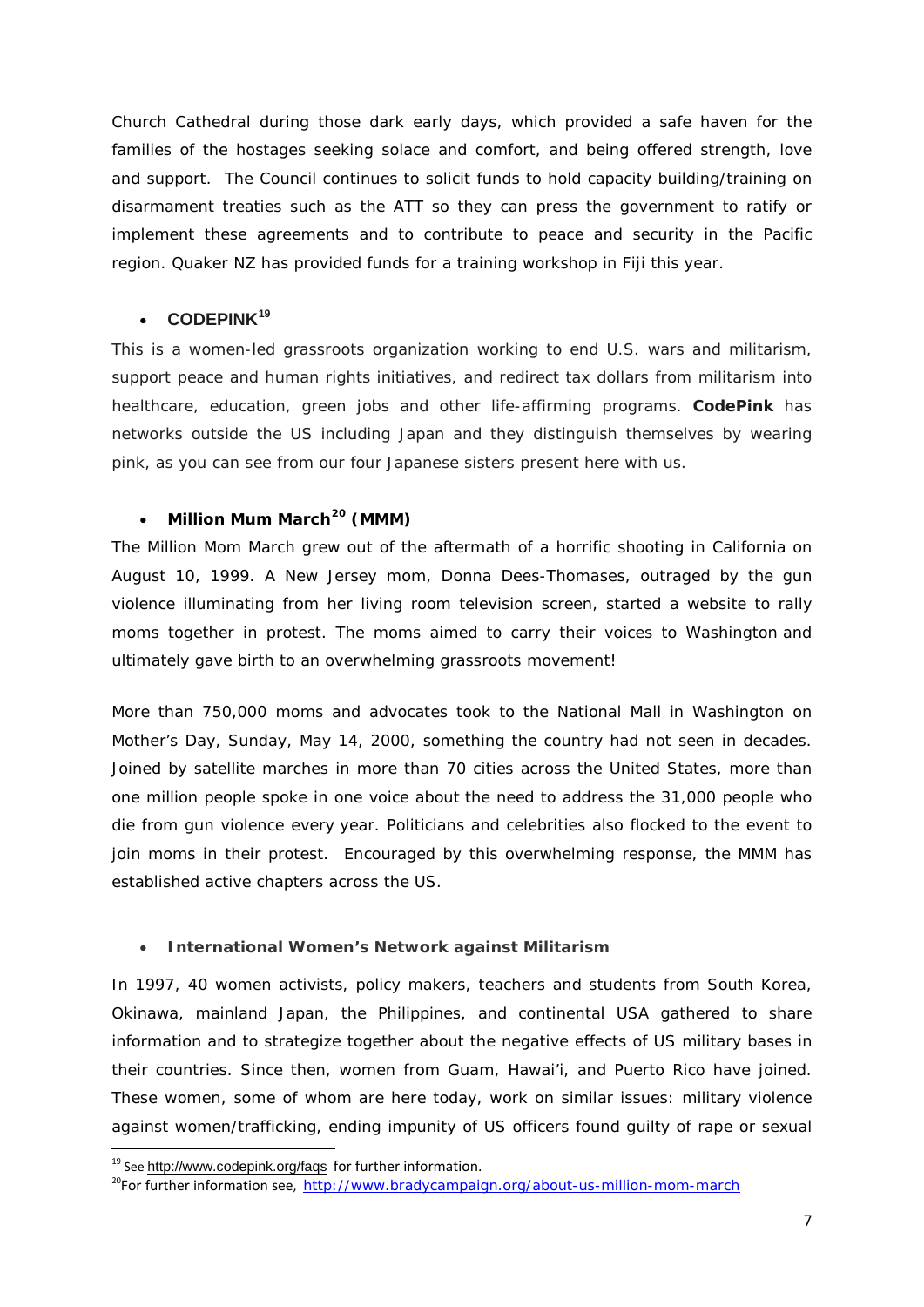Church Cathedral during those dark early days, which provided a safe haven for the families of the hostages seeking solace and comfort, and being offered strength, love and support. The Council continues to solicit funds to hold capacity building/training on disarmament treaties such as the ATT so they can press the government to ratify or implement these agreements and to contribute to peace and security in the Pacific region. Quaker NZ has provided funds for a training workshop in Fiji this year.

- **CODEPINK**[19]

This is a women-led grassroots organization working to end U.S. wars and militarism, support peace and human rights initiatives, and redirect tax dollars from militarism into healthcare, education, green jobs and other life-affirming programs. **CodePink** has networks outside the US including Japan and they distinguish themselves by wearing pink, as you can see from our four Japanese sisters present here with us.

- **Million Mum March**[20] **(MMM)**

The Million Mom March grew out of the aftermath of a horrific shooting in California on August 10, 1999. A New Jersey mom, Donna Dees-Thomases, outraged by the gun violence illuminating from her living room television screen, started a website to rally moms together in protest. The moms aimed to carry their voices to Washington and ultimately gave birth to an overwhelming grassroots movement!

More than 750,000 moms and advocates took to the National Mall in Washington on Mother's Day, Sunday, May 14, 2000, something the country had not seen in decades. Joined by satellite marches in more than 70 cities across the United States, more than one million people spoke in one voice about the need to address the 31,000 people who die from gun violence every year. Politicians and celebrities also flocked to the event to join moms in their protest. Encouraged by this overwhelming response, the MMM has established active chapters across the US.

- **International Women's Network against Militarism**

In 1997, 40 women activists, policy makers, teachers and students from South Korea, Okinawa, mainland Japan, the Philippines, and continental USA gathered to share information and to strategize together about the negative effects of US military bases in their countries. Since then, women from Guam, Hawai'i, and Puerto Rico have joined. These women, some of whom are here today, work on similar issues: military violence against women/trafficking, ending impunity of US officers found guilty of rape or sexual

[19] See http://www.codepink.org/faqs for further information.

[20] For further information see, http://www.bradycampaign.org/about-us-million-mom-march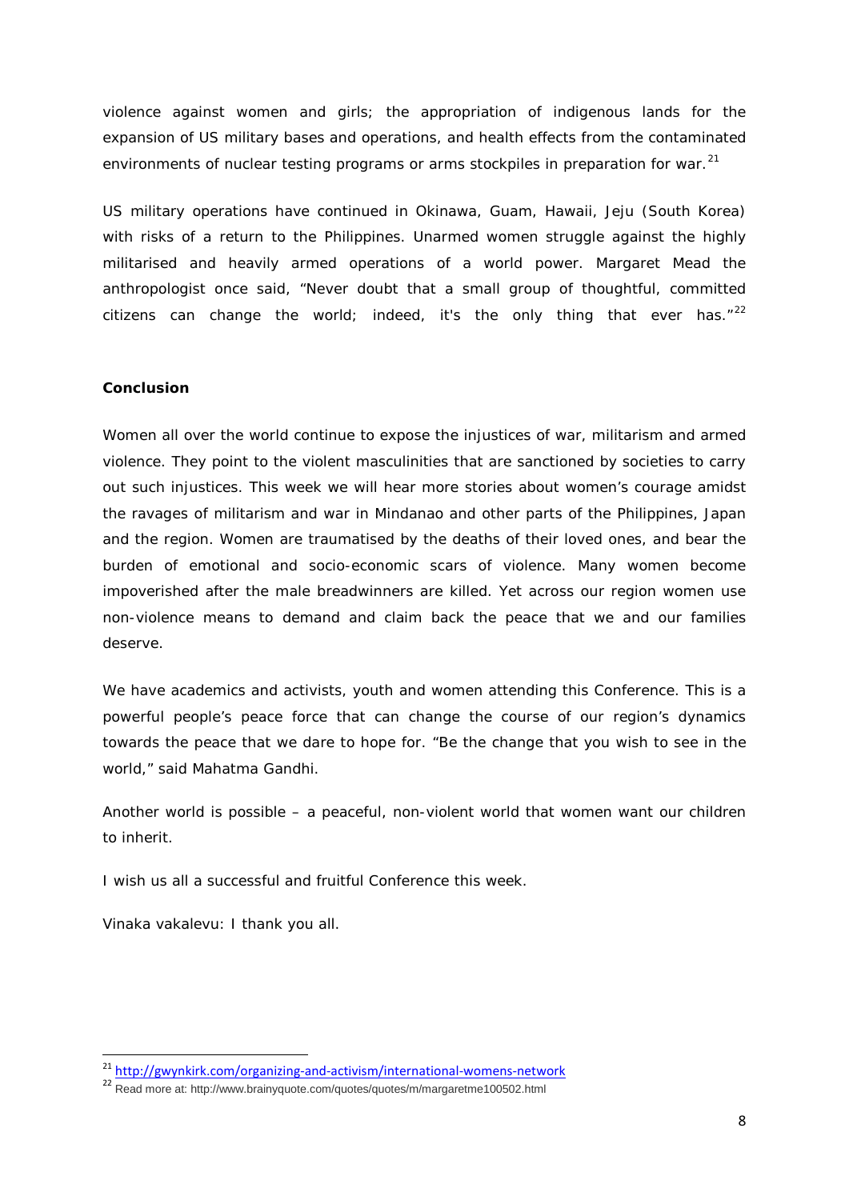violence against women and girls; the appropriation of indigenous lands for the expansion of US military bases and operations, and health effects from the contaminated environments of nuclear testing programs or arms stockpiles in preparation for war.[21]

US military operations have continued in Okinawa, Guam, Hawaii, Jeju (South Korea) with risks of a return to the Philippines. Unarmed women struggle against the highly militarised and heavily armed operations of a world power. Margaret Mead the anthropologist once said, "Never doubt that a small group of thoughtful, committed citizens can change the world; indeed, it's the only thing that ever has."[22]

**Conclusion**

Women all over the world continue to expose the injustices of war, militarism and armed violence. They point to the violent masculinities that are sanctioned by societies to carry out such injustices. This week we will hear more stories about women's courage amidst the ravages of militarism and war in Mindanao and other parts of the Philippines, Japan and the region. Women are traumatised by the deaths of their loved ones, and bear the burden of emotional and socio-economic scars of violence. Many women become impoverished after the male breadwinners are killed. Yet across our region women use non-violence means to demand and claim back the peace that we and our families deserve.

We have academics and activists, youth and women attending this Conference. This is a powerful people's peace force that can change the course of our region's dynamics towards the peace that we dare to hope for. "Be the change that you wish to see in the world," said Mahatma Gandhi.

Another world is possible – a peaceful, non-violent world that women want our children to inherit.

I wish us all a successful and fruitful Conference this week.

Vinaka vakalevu: I thank you all.

---

[21] http://gwynkirk.com/organizing-and-activism/international-womens-network

[22] Read more at: http://www.brainyquote.com/quotes/quotes/m/margaretme100502.html